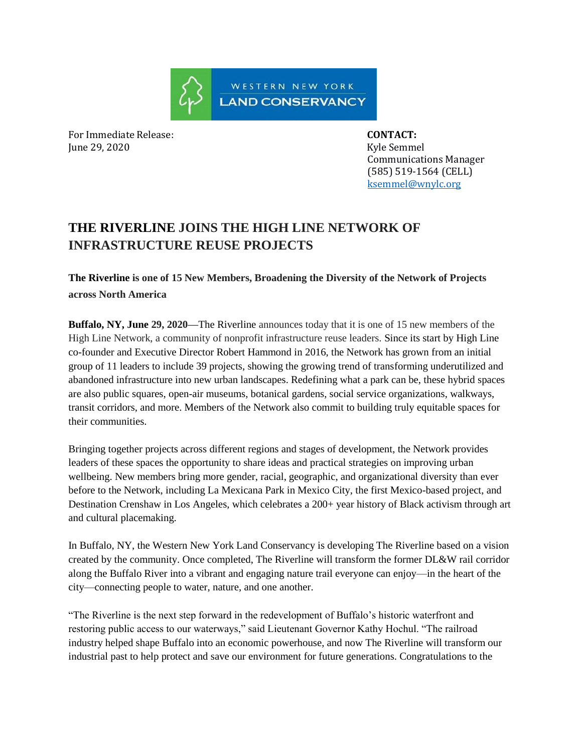WESTERN NEW YORK LAND CONSERVANCY

For Immediate Release:
June 29, 2020

**CONTACT:**
Kyle Semmel
Communications Manager
(585) 519-1564 (CELL)
ksemmel@wnylc.org

# THE RIVERLINE JOINS THE HIGH LINE NETWORK OF INFRASTRUCTURE REUSE PROJECTS

**The Riverline is one of 15 New Members, Broadening the Diversity of the Network of Projects across North America**

**Buffalo, NY, June 29, 2020**—The Riverline announces today that it is one of 15 new members of the High Line Network, a community of nonprofit infrastructure reuse leaders. Since its start by High Line co-founder and Executive Director Robert Hammond in 2016, the Network has grown from an initial group of 11 leaders to include 39 projects, showing the growing trend of transforming underutilized and abandoned infrastructure into new urban landscapes. Redefining what a park can be, these hybrid spaces are also public squares, open-air museums, botanical gardens, social service organizations, walkways, transit corridors, and more. Members of the Network also commit to building truly equitable spaces for their communities.

Bringing together projects across different regions and stages of development, the Network provides leaders of these spaces the opportunity to share ideas and practical strategies on improving urban wellbeing. New members bring more gender, racial, geographic, and organizational diversity than ever before to the Network, including La Mexicana Park in Mexico City, the first Mexico-based project, and Destination Crenshaw in Los Angeles, which celebrates a 200+ year history of Black activism through art and cultural placemaking.

In Buffalo, NY, the Western New York Land Conservancy is developing The Riverline based on a vision created by the community. Once completed, The Riverline will transform the former DL&W rail corridor along the Buffalo River into a vibrant and engaging nature trail everyone can enjoy—in the heart of the city—connecting people to water, nature, and one another.

"The Riverline is the next step forward in the redevelopment of Buffalo's historic waterfront and restoring public access to our waterways," said Lieutenant Governor Kathy Hochul. "The railroad industry helped shape Buffalo into an economic powerhouse, and now The Riverline will transform our industrial past to help protect and save our environment for future generations. Congratulations to the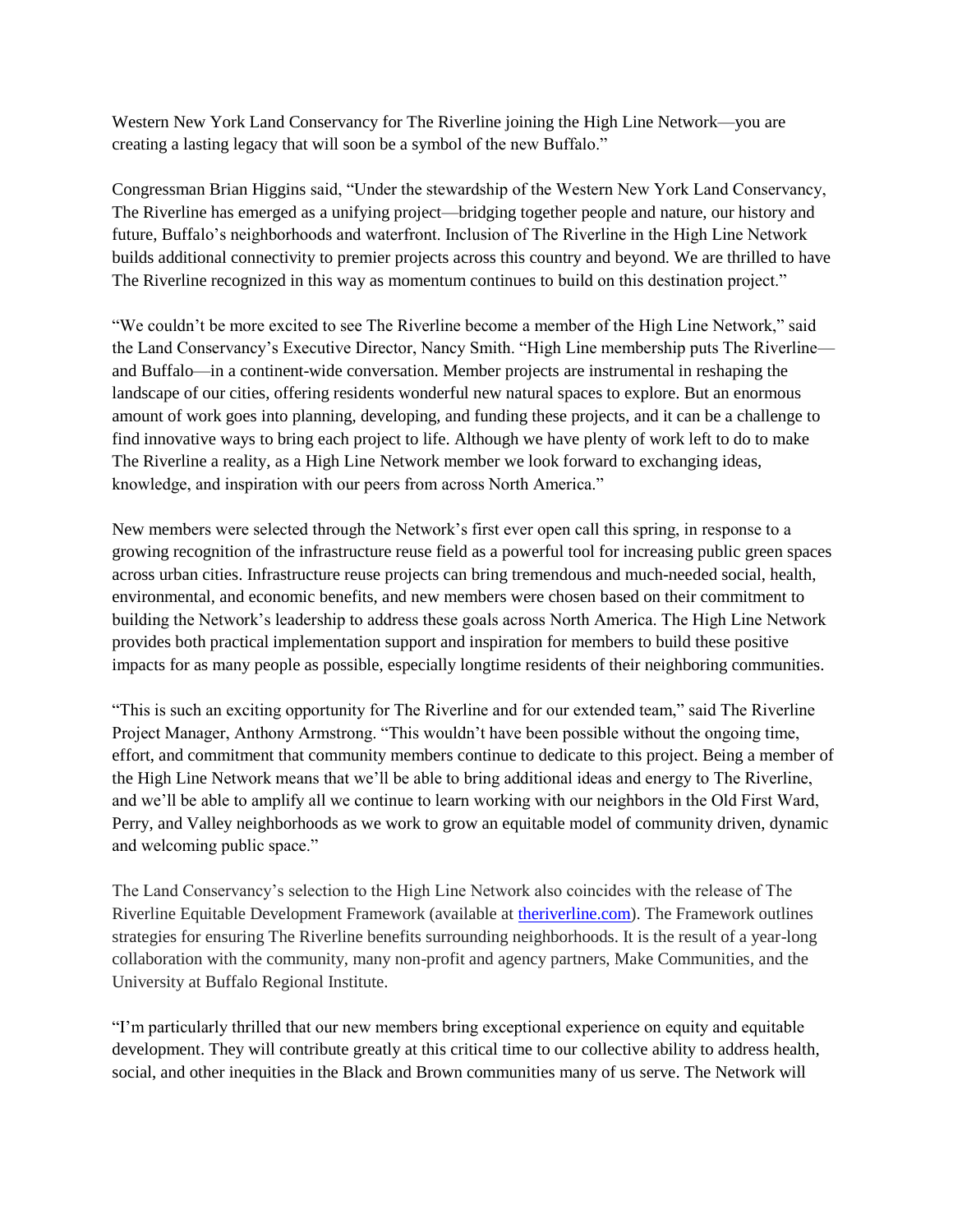Western New York Land Conservancy for The Riverline joining the High Line Network—you are creating a lasting legacy that will soon be a symbol of the new Buffalo."

Congressman Brian Higgins said, "Under the stewardship of the Western New York Land Conservancy, The Riverline has emerged as a unifying project—bridging together people and nature, our history and future, Buffalo's neighborhoods and waterfront. Inclusion of The Riverline in the High Line Network builds additional connectivity to premier projects across this country and beyond. We are thrilled to have The Riverline recognized in this way as momentum continues to build on this destination project."

"We couldn't be more excited to see The Riverline become a member of the High Line Network," said the Land Conservancy's Executive Director, Nancy Smith. "High Line membership puts The Riverline—and Buffalo—in a continent-wide conversation. Member projects are instrumental in reshaping the landscape of our cities, offering residents wonderful new natural spaces to explore. But an enormous amount of work goes into planning, developing, and funding these projects, and it can be a challenge to find innovative ways to bring each project to life. Although we have plenty of work left to do to make The Riverline a reality, as a High Line Network member we look forward to exchanging ideas, knowledge, and inspiration with our peers from across North America."

New members were selected through the Network's first ever open call this spring, in response to a growing recognition of the infrastructure reuse field as a powerful tool for increasing public green spaces across urban cities. Infrastructure reuse projects can bring tremendous and much-needed social, health, environmental, and economic benefits, and new members were chosen based on their commitment to building the Network's leadership to address these goals across North America. The High Line Network provides both practical implementation support and inspiration for members to build these positive impacts for as many people as possible, especially longtime residents of their neighboring communities.

"This is such an exciting opportunity for The Riverline and for our extended team," said The Riverline Project Manager, Anthony Armstrong. "This wouldn't have been possible without the ongoing time, effort, and commitment that community members continue to dedicate to this project. Being a member of the High Line Network means that we'll be able to bring additional ideas and energy to The Riverline, and we'll be able to amplify all we continue to learn working with our neighbors in the Old First Ward, Perry, and Valley neighborhoods as we work to grow an equitable model of community driven, dynamic and welcoming public space."

The Land Conservancy's selection to the High Line Network also coincides with the release of The Riverline Equitable Development Framework (available at [theriverline.com](theriverline.com)). The Framework outlines strategies for ensuring The Riverline benefits surrounding neighborhoods. It is the result of a year-long collaboration with the community, many non-profit and agency partners, Make Communities, and the University at Buffalo Regional Institute.

"I'm particularly thrilled that our new members bring exceptional experience on equity and equitable development. They will contribute greatly at this critical time to our collective ability to address health, social, and other inequities in the Black and Brown communities many of us serve. The Network will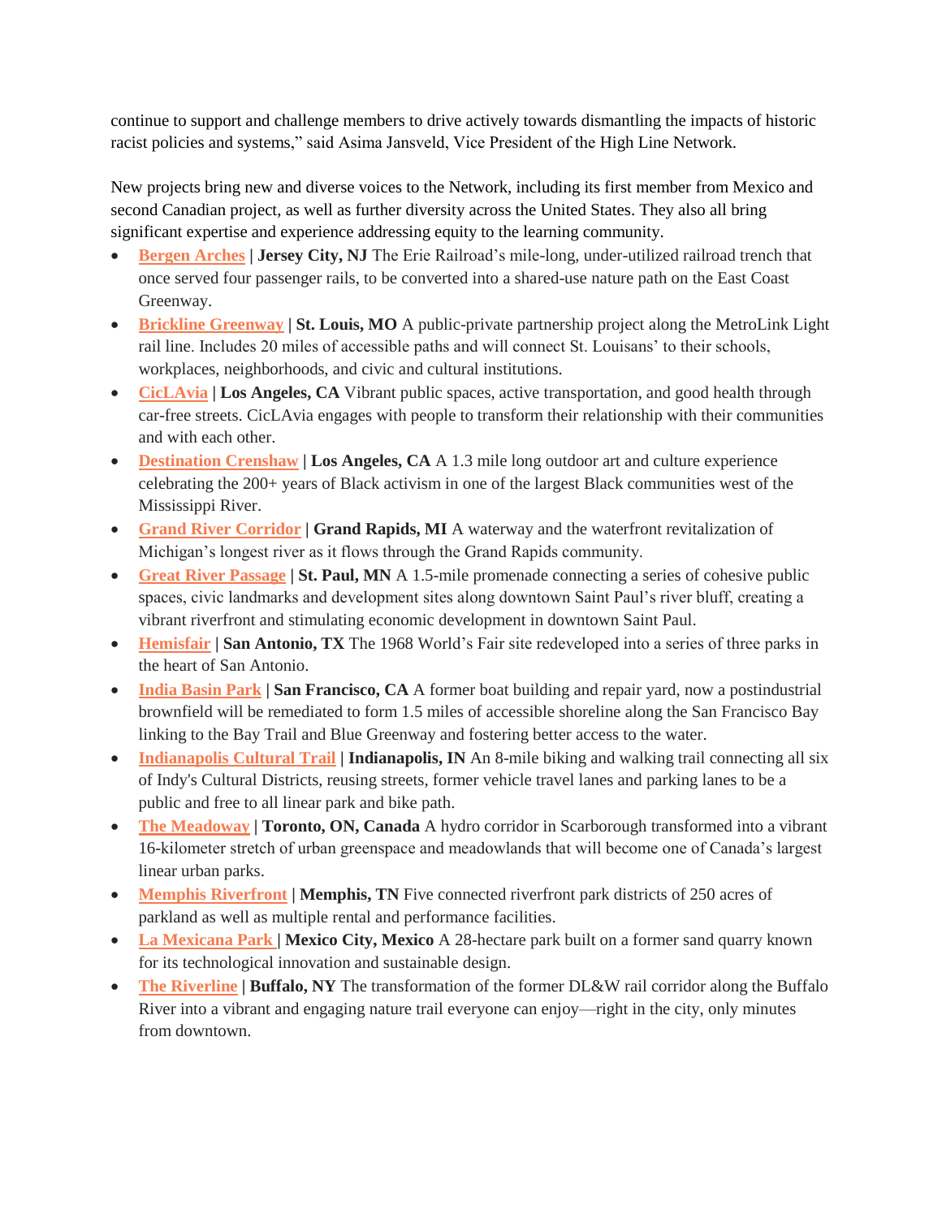continue to support and challenge members to drive actively towards dismantling the impacts of historic racist policies and systems," said Asima Jansveld, Vice President of the High Line Network.

New projects bring new and diverse voices to the Network, including its first member from Mexico and second Canadian project, as well as further diversity across the United States. They also all bring significant expertise and experience addressing equity to the learning community.

- **Bergen Arches | Jersey City, NJ** The Erie Railroad's mile-long, under-utilized railroad trench that once served four passenger rails, to be converted into a shared-use nature path on the East Coast Greenway.
- **Brickline Greenway | St. Louis, MO** A public-private partnership project along the MetroLink Light rail line. Includes 20 miles of accessible paths and will connect St. Louisans' to their schools, workplaces, neighborhoods, and civic and cultural institutions.
- **CicLAvia | Los Angeles, CA** Vibrant public spaces, active transportation, and good health through car-free streets. CicLAvia engages with people to transform their relationship with their communities and with each other.
- **Destination Crenshaw | Los Angeles, CA** A 1.3 mile long outdoor art and culture experience celebrating the 200+ years of Black activism in one of the largest Black communities west of the Mississippi River.
- **Grand River Corridor | Grand Rapids, MI** A waterway and the waterfront revitalization of Michigan's longest river as it flows through the Grand Rapids community.
- **Great River Passage | St. Paul, MN** A 1.5-mile promenade connecting a series of cohesive public spaces, civic landmarks and development sites along downtown Saint Paul's river bluff, creating a vibrant riverfront and stimulating economic development in downtown Saint Paul.
- **Hemisfair | San Antonio, TX** The 1968 World's Fair site redeveloped into a series of three parks in the heart of San Antonio.
- **India Basin Park | San Francisco, CA** A former boat building and repair yard, now a postindustrial brownfield will be remediated to form 1.5 miles of accessible shoreline along the San Francisco Bay linking to the Bay Trail and Blue Greenway and fostering better access to the water.
- **Indianapolis Cultural Trail | Indianapolis, IN** An 8-mile biking and walking trail connecting all six of Indy's Cultural Districts, reusing streets, former vehicle travel lanes and parking lanes to be a public and free to all linear park and bike path.
- **The Meadoway | Toronto, ON, Canada** A hydro corridor in Scarborough transformed into a vibrant 16-kilometer stretch of urban greenspace and meadowlands that will become one of Canada's largest linear urban parks.
- **Memphis Riverfront | Memphis, TN** Five connected riverfront park districts of 250 acres of parkland as well as multiple rental and performance facilities.
- **La Mexicana Park | Mexico City, Mexico** A 28-hectare park built on a former sand quarry known for its technological innovation and sustainable design.
- **The Riverline | Buffalo, NY** The transformation of the former DL&W rail corridor along the Buffalo River into a vibrant and engaging nature trail everyone can enjoy—right in the city, only minutes from downtown.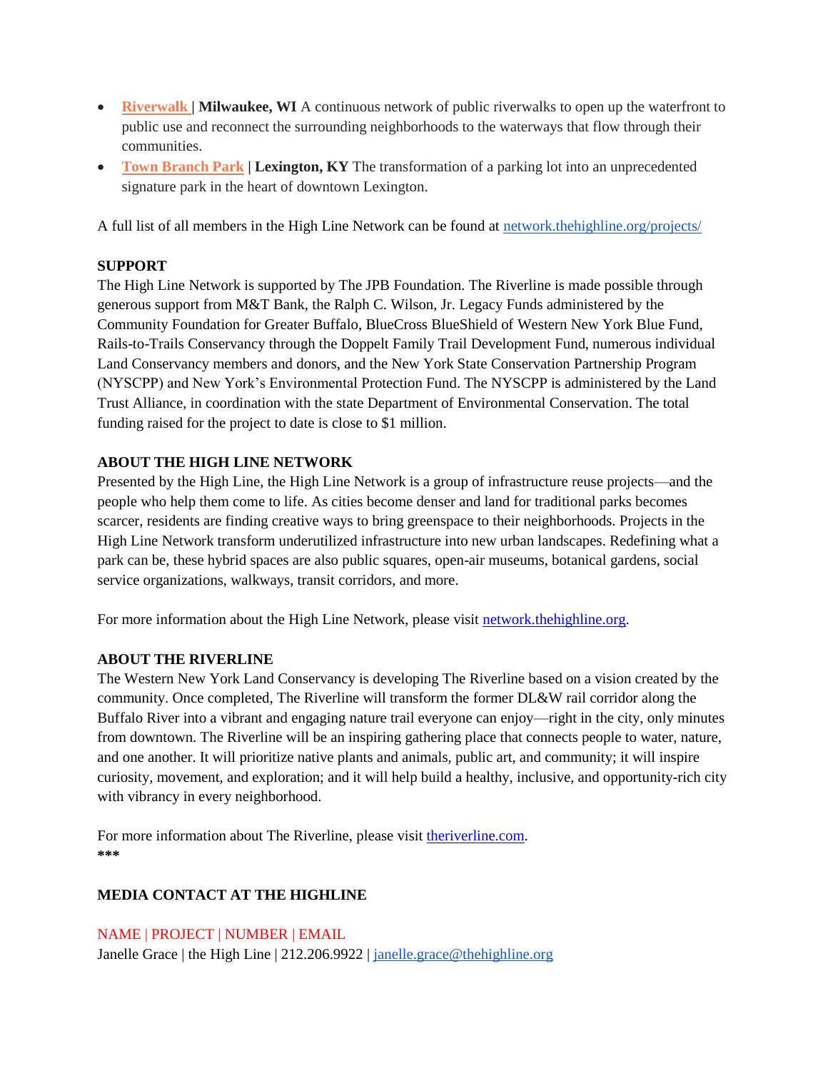- **Riverwalk | Milwaukee, WI** A continuous network of public riverwalks to open up the waterfront to public use and reconnect the surrounding neighborhoods to the waterways that flow through their communities.
- **Town Branch Park | Lexington, KY** The transformation of a parking lot into an unprecedented signature park in the heart of downtown Lexington.

A full list of all members in the High Line Network can be found at network.thehighline.org/projects/

**SUPPORT**
The High Line Network is supported by The JPB Foundation. The Riverline is made possible through generous support from M&T Bank, the Ralph C. Wilson, Jr. Legacy Funds administered by the Community Foundation for Greater Buffalo, BlueCross BlueShield of Western New York Blue Fund, Rails-to-Trails Conservancy through the Doppelt Family Trail Development Fund, numerous individual Land Conservancy members and donors, and the New York State Conservation Partnership Program (NYSCPP) and New York's Environmental Protection Fund. The NYSCPP is administered by the Land Trust Alliance, in coordination with the state Department of Environmental Conservation. The total funding raised for the project to date is close to $1 million.

**ABOUT THE HIGH LINE NETWORK**
Presented by the High Line, the High Line Network is a group of infrastructure reuse projects—and the people who help them come to life. As cities become denser and land for traditional parks becomes scarcer, residents are finding creative ways to bring greenspace to their neighborhoods. Projects in the High Line Network transform underutilized infrastructure into new urban landscapes. Redefining what a park can be, these hybrid spaces are also public squares, open-air museums, botanical gardens, social service organizations, walkways, transit corridors, and more.

For more information about the High Line Network, please visit network.thehighline.org.

**ABOUT THE RIVERLINE**
The Western New York Land Conservancy is developing The Riverline based on a vision created by the community. Once completed, The Riverline will transform the former DL&W rail corridor along the Buffalo River into a vibrant and engaging nature trail everyone can enjoy—right in the city, only minutes from downtown. The Riverline will be an inspiring gathering place that connects people to water, nature, and one another. It will prioritize native plants and animals, public art, and community; it will inspire curiosity, movement, and exploration; and it will help build a healthy, inclusive, and opportunity-rich city with vibrancy in every neighborhood.

For more information about The Riverline, please visit theriverline.com.
***

**MEDIA CONTACT AT THE HIGHLINE**

NAME | PROJECT | NUMBER | EMAIL
Janelle Grace | the High Line | 212.206.9922 | janelle.grace@thehighline.org